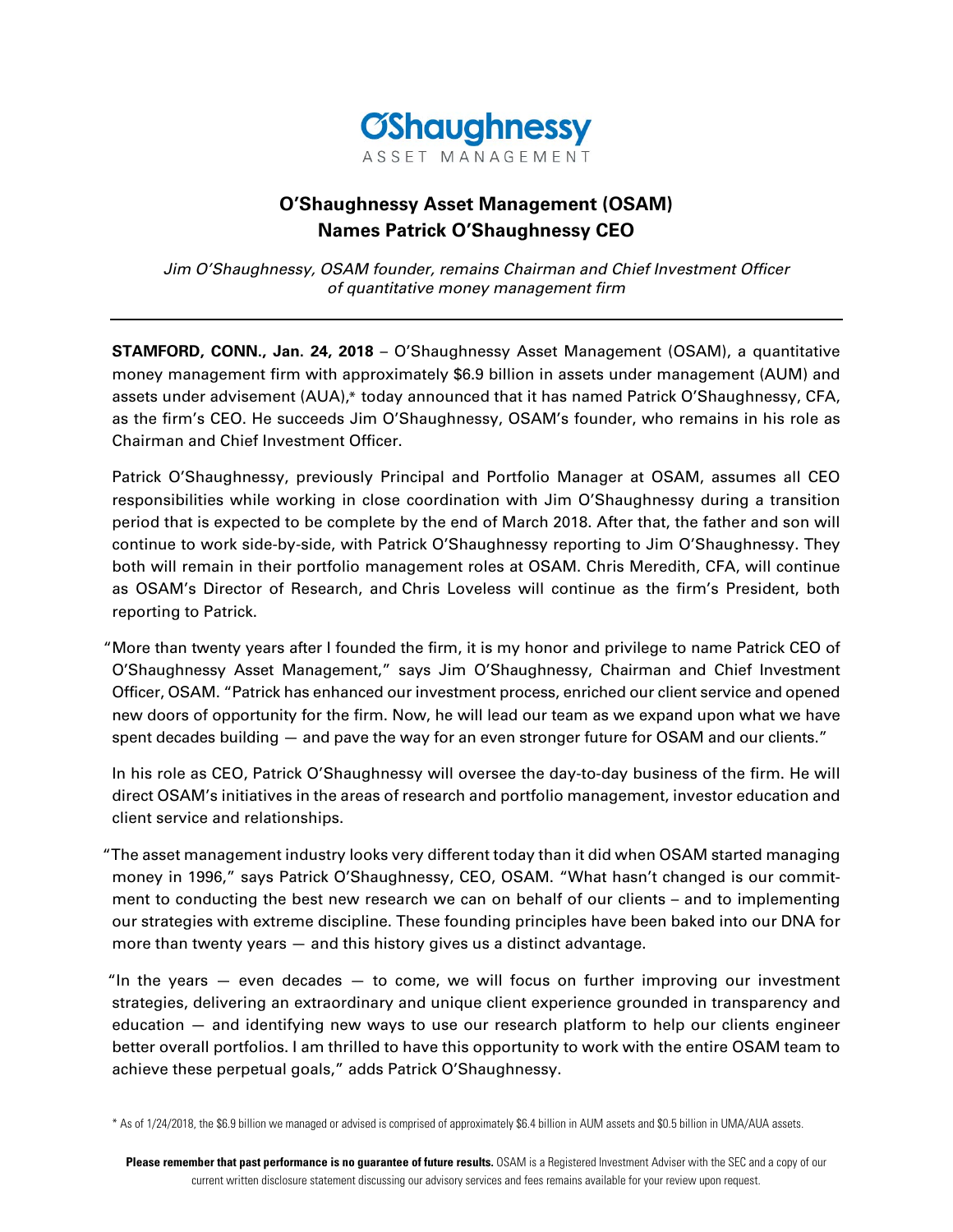O'Shaughnessy
ASSET MANAGEMENT

# O'Shaughnessy Asset Management (OSAM) Names Patrick O'Shaughnessy CEO

*Jim O'Shaughnessy, OSAM founder, remains Chairman and Chief Investment Officer of quantitative money management firm*

---

**STAMFORD, CONN., Jan. 24, 2018** – O'Shaughnessy Asset Management (OSAM), a quantitative money management firm with approximately $6.9 billion in assets under management (AUM) and assets under advisement (AUA),* today announced that it has named Patrick O'Shaughnessy, CFA, as the firm's CEO. He succeeds Jim O'Shaughnessy, OSAM's founder, who remains in his role as Chairman and Chief Investment Officer.

Patrick O'Shaughnessy, previously Principal and Portfolio Manager at OSAM, assumes all CEO responsibilities while working in close coordination with Jim O'Shaughnessy during a transition period that is expected to be complete by the end of March 2018. After that, the father and son will continue to work side-by-side, with Patrick O'Shaughnessy reporting to Jim O'Shaughnessy. They both will remain in their portfolio management roles at OSAM. Chris Meredith, CFA, will continue as OSAM's Director of Research, and Chris Loveless will continue as the firm's President, both reporting to Patrick.

"More than twenty years after I founded the firm, it is my honor and privilege to name Patrick CEO of O'Shaughnessy Asset Management," says Jim O'Shaughnessy, Chairman and Chief Investment Officer, OSAM. "Patrick has enhanced our investment process, enriched our client service and opened new doors of opportunity for the firm. Now, he will lead our team as we expand upon what we have spent decades building — and pave the way for an even stronger future for OSAM and our clients."

In his role as CEO, Patrick O'Shaughnessy will oversee the day-to-day business of the firm. He will direct OSAM's initiatives in the areas of research and portfolio management, investor education and client service and relationships.

"The asset management industry looks very different today than it did when OSAM started managing money in 1996," says Patrick O'Shaughnessy, CEO, OSAM. "What hasn't changed is our commitment to conducting the best new research we can on behalf of our clients – and to implementing our strategies with extreme discipline. These founding principles have been baked into our DNA for more than twenty years — and this history gives us a distinct advantage.

"In the years — even decades — to come, we will focus on further improving our investment strategies, delivering an extraordinary and unique client experience grounded in transparency and education — and identifying new ways to use our research platform to help our clients engineer better overall portfolios. I am thrilled to have this opportunity to work with the entire OSAM team to achieve these perpetual goals," adds Patrick O'Shaughnessy.

\* As of 1/24/2018, the $6.9 billion we managed or advised is comprised of approximately $6.4 billion in AUM assets and $0.5 billion in UMA/AUA assets.

**Please remember that past performance is no guarantee of future results.** OSAM is a Registered Investment Adviser with the SEC and a copy of our current written disclosure statement discussing our advisory services and fees remains available for your review upon request.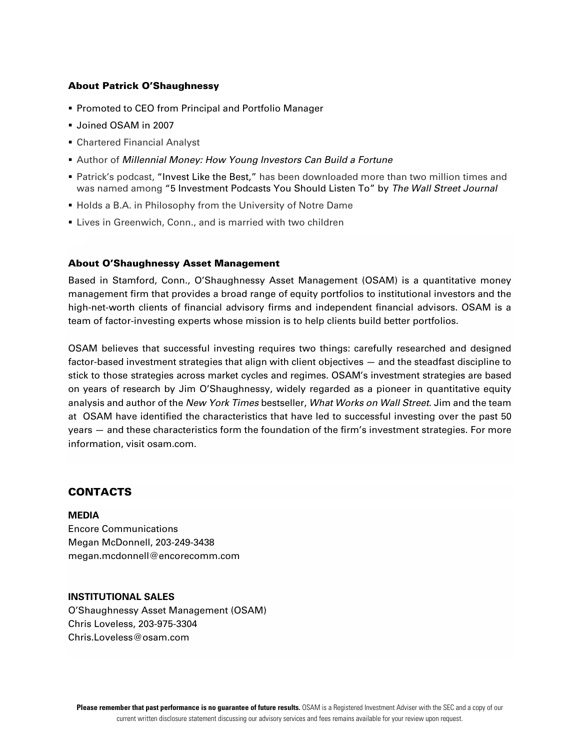### About Patrick O'Shaughnessy

- Promoted to CEO from Principal and Portfolio Manager
- Joined OSAM in 2007
- Chartered Financial Analyst
- Author of *Millennial Money: How Young Investors Can Build a Fortune*
- Patrick's podcast, "Invest Like the Best," has been downloaded more than two million times and was named among "5 Investment Podcasts You Should Listen To" by *The Wall Street Journal*
- Holds a B.A. in Philosophy from the University of Notre Dame
- Lives in Greenwich, Conn., and is married with two children

### About O'Shaughnessy Asset Management

Based in Stamford, Conn., O'Shaughnessy Asset Management (OSAM) is a quantitative money management firm that provides a broad range of equity portfolios to institutional investors and the high-net-worth clients of financial advisory firms and independent financial advisors. OSAM is a team of factor-investing experts whose mission is to help clients build better portfolios.

OSAM believes that successful investing requires two things: carefully researched and designed factor-based investment strategies that align with client objectives — and the steadfast discipline to stick to those strategies across market cycles and regimes. OSAM's investment strategies are based on years of research by Jim O'Shaughnessy, widely regarded as a pioneer in quantitative equity analysis and author of the *New York Times* bestseller, *What Works on Wall Street*. Jim and the team at OSAM have identified the characteristics that have led to successful investing over the past 50 years — and these characteristics form the foundation of the firm's investment strategies. For more information, visit osam.com.

## CONTACTS

**MEDIA**
Encore Communications
Megan McDonnell, 203-249-3438
megan.mcdonnell@encorecomm.com

**INSTITUTIONAL SALES**
O'Shaughnessy Asset Management (OSAM)
Chris Loveless, 203-975-3304
Chris.Loveless@osam.com

**Please remember that past performance is no guarantee of future results.** OSAM is a Registered Investment Adviser with the SEC and a copy of our current written disclosure statement discussing our advisory services and fees remains available for your review upon request.